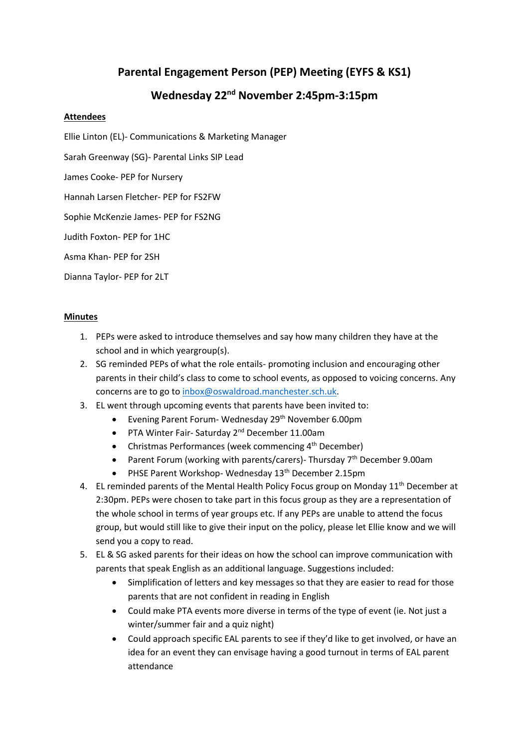# Parental Engagement Person (PEP) Meeting (EYFS & KS1)

## Wednesday 22nd November 2:45pm-3:15pm

**Attendees**

Ellie Linton (EL)- Communications & Marketing Manager

Sarah Greenway (SG)- Parental Links SIP Lead

James Cooke- PEP for Nursery

Hannah Larsen Fletcher- PEP for FS2FW

Sophie McKenzie James- PEP for FS2NG

Judith Foxton- PEP for 1HC

Asma Khan- PEP for 2SH

Dianna Taylor- PEP for 2LT

**Minutes**

1. PEPs were asked to introduce themselves and say how many children they have at the school and in which yeargroup(s).
2. SG reminded PEPs of what the role entails- promoting inclusion and encouraging other parents in their child's class to come to school events, as opposed to voicing concerns. Any concerns are to go to inbox@oswaldroad.manchester.sch.uk.
3. EL went through upcoming events that parents have been invited to:
   - Evening Parent Forum- Wednesday 29th November 6.00pm
   - PTA Winter Fair- Saturday 2nd December 11.00am
   - Christmas Performances (week commencing 4th December)
   - Parent Forum (working with parents/carers)- Thursday 7th December 9.00am
   - PHSE Parent Workshop- Wednesday 13th December 2.15pm
4. EL reminded parents of the Mental Health Policy Focus group on Monday 11th December at 2:30pm. PEPs were chosen to take part in this focus group as they are a representation of the whole school in terms of year groups etc. If any PEPs are unable to attend the focus group, but would still like to give their input on the policy, please let Ellie know and we will send you a copy to read.
5. EL & SG asked parents for their ideas on how the school can improve communication with parents that speak English as an additional language. Suggestions included:
   - Simplification of letters and key messages so that they are easier to read for those parents that are not confident in reading in English
   - Could make PTA events more diverse in terms of the type of event (ie. Not just a winter/summer fair and a quiz night)
   - Could approach specific EAL parents to see if they'd like to get involved, or have an idea for an event they can envisage having a good turnout in terms of EAL parent attendance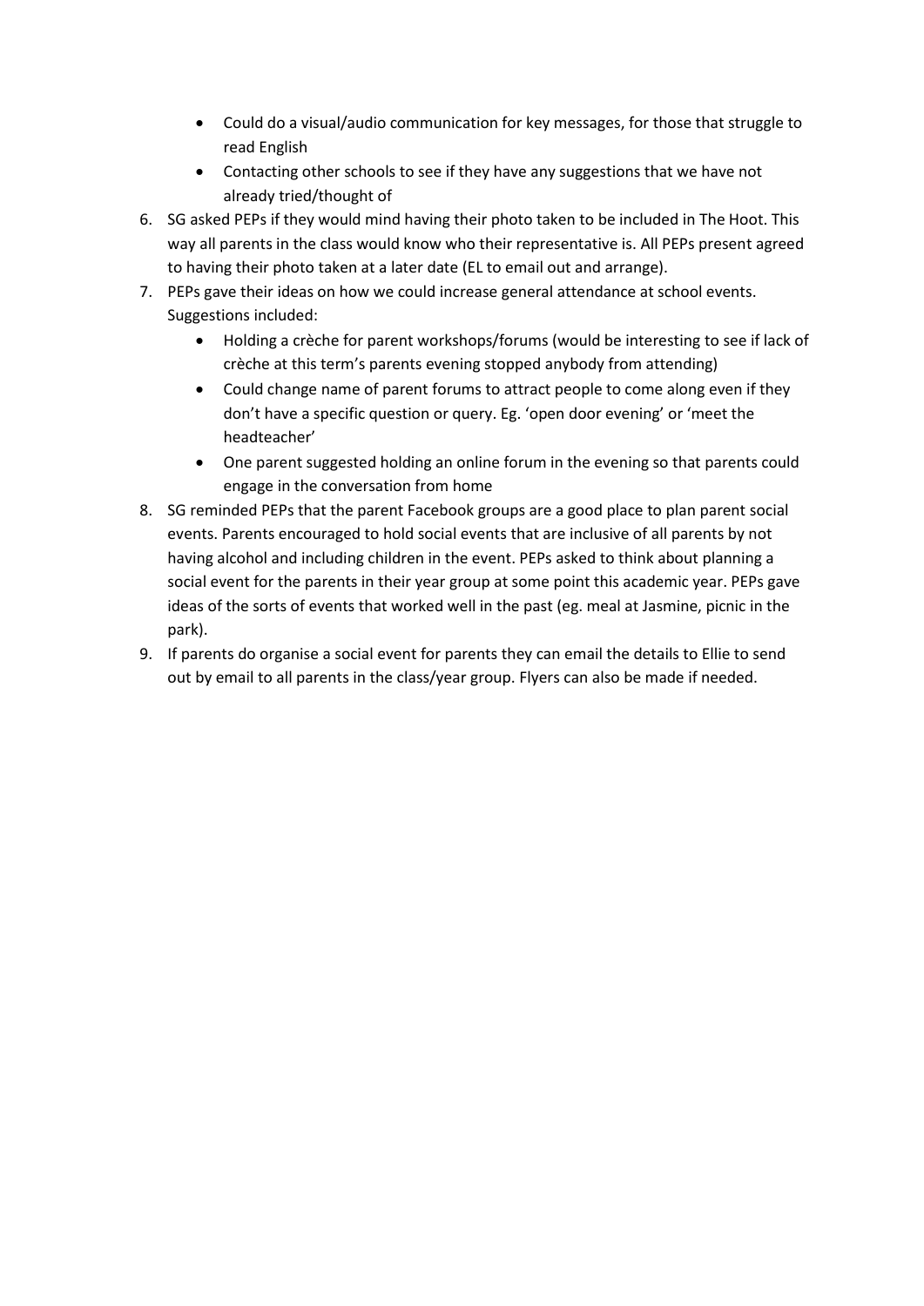- Could do a visual/audio communication for key messages, for those that struggle to read English
- Contacting other schools to see if they have any suggestions that we have not already tried/thought of

6. SG asked PEPs if they would mind having their photo taken to be included in The Hoot. This way all parents in the class would know who their representative is. All PEPs present agreed to having their photo taken at a later date (EL to email out and arrange).
7. PEPs gave their ideas on how we could increase general attendance at school events. Suggestions included:
   - Holding a crèche for parent workshops/forums (would be interesting to see if lack of crèche at this term's parents evening stopped anybody from attending)
   - Could change name of parent forums to attract people to come along even if they don't have a specific question or query. Eg. 'open door evening' or 'meet the headteacher'
   - One parent suggested holding an online forum in the evening so that parents could engage in the conversation from home
8. SG reminded PEPs that the parent Facebook groups are a good place to plan parent social events. Parents encouraged to hold social events that are inclusive of all parents by not having alcohol and including children in the event. PEPs asked to think about planning a social event for the parents in their year group at some point this academic year. PEPs gave ideas of the sorts of events that worked well in the past (eg. meal at Jasmine, picnic in the park).
9. If parents do organise a social event for parents they can email the details to Ellie to send out by email to all parents in the class/year group. Flyers can also be made if needed.